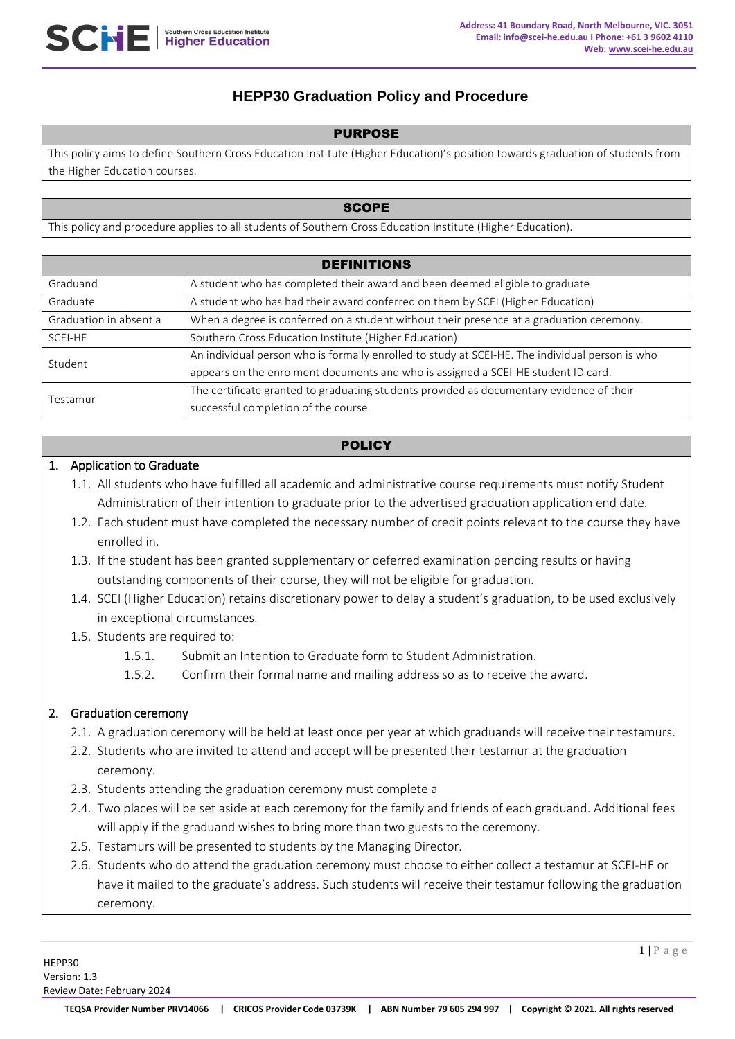# HEPP30 Graduation Policy and Procedure

## PURPOSE

This policy aims to define Southern Cross Education Institute (Higher Education)'s position towards graduation of students from the Higher Education courses.

## SCOPE

This policy and procedure applies to all students of Southern Cross Education Institute (Higher Education).

## DEFINITIONS

| Term | Definition |
|---|---|
| Graduand | A student who has completed their award and been deemed eligible to graduate |
| Graduate | A student who has had their award conferred on them by SCEI (Higher Education) |
| Graduation in absentia | When a degree is conferred on a student without their presence at a graduation ceremony. |
| SCEI-HE | Southern Cross Education Institute (Higher Education) |
| Student | An individual person who is formally enrolled to study at SCEI-HE. The individual person is who appears on the enrolment documents and who is assigned a SCEI-HE student ID card. |
| Testamur | The certificate granted to graduating students provided as documentary evidence of their successful completion of the course. |

## POLICY

1. Application to Graduate
    1.1. All students who have fulfilled all academic and administrative course requirements must notify Student Administration of their intention to graduate prior to the advertised graduation application end date.
    1.2. Each student must have completed the necessary number of credit points relevant to the course they have enrolled in.
    1.3. If the student has been granted supplementary or deferred examination pending results or having outstanding components of their course, they will not be eligible for graduation.
    1.4. SCEI (Higher Education) retains discretionary power to delay a student's graduation, to be used exclusively in exceptional circumstances.
    1.5. Students are required to:
        1.5.1. Submit an Intention to Graduate form to Student Administration.
        1.5.2. Confirm their formal name and mailing address so as to receive the award.

2. Graduation ceremony
    2.1. A graduation ceremony will be held at least once per year at which graduands will receive their testamurs.
    2.2. Students who are invited to attend and accept will be presented their testamur at the graduation ceremony.
    2.3. Students attending the graduation ceremony must complete a
    2.4. Two places will be set aside at each ceremony for the family and friends of each graduand. Additional fees will apply if the graduand wishes to bring more than two guests to the ceremony.
    2.5. Testamurs will be presented to students by the Managing Director.
    2.6. Students who do attend the graduation ceremony must choose to either collect a testamur at SCEI-HE or have it mailed to the graduate's address. Such students will receive their testamur following the graduation ceremony.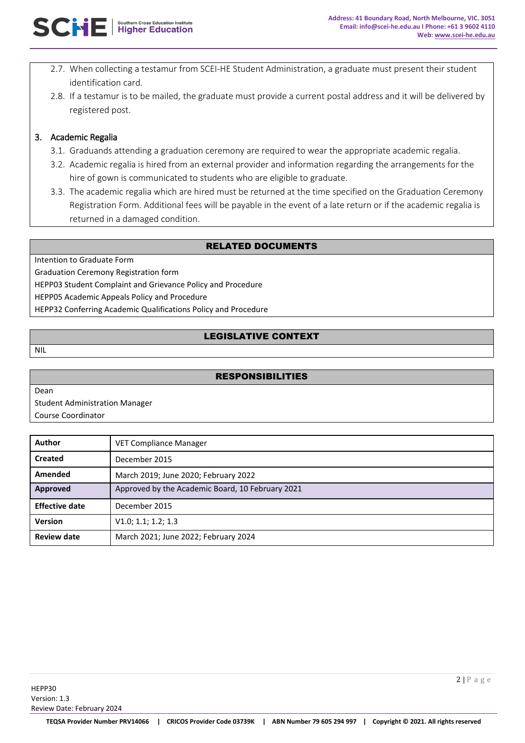2.7. When collecting a testamur from SCEI-HE Student Administration, a graduate must present their student identification card.

2.8. If a testamur is to be mailed, the graduate must provide a current postal address and it will be delivered by registered post.

## 3. Academic Regalia

3.1. Graduands attending a graduation ceremony are required to wear the appropriate academic regalia.

3.2. Academic regalia is hired from an external provider and information regarding the arrangements for the hire of gown is communicated to students who are eligible to graduate.

3.3. The academic regalia which are hired must be returned at the time specified on the Graduation Ceremony Registration Form. Additional fees will be payable in the event of a late return or if the academic regalia is returned in a damaged condition.

## RELATED DOCUMENTS

Intention to Graduate Form

Graduation Ceremony Registration form

HEPP03 Student Complaint and Grievance Policy and Procedure

HEPP05 Academic Appeals Policy and Procedure

HEPP32 Conferring Academic Qualifications Policy and Procedure

## LEGISLATIVE CONTEXT

NIL

## RESPONSIBILITIES

Dean

Student Administration Manager

Course Coordinator

| | |
|---|---|
| **Author** | VET Compliance Manager |
| **Created** | December 2015 |
| **Amended** | March 2019; June 2020; February 2022 |
| **Approved** | Approved by the Academic Board, 10 February 2021 |
| **Effective date** | December 2015 |
| **Version** | V1.0; 1.1; 1.2; 1.3 |
| **Review date** | March 2021; June 2022; February 2024 |